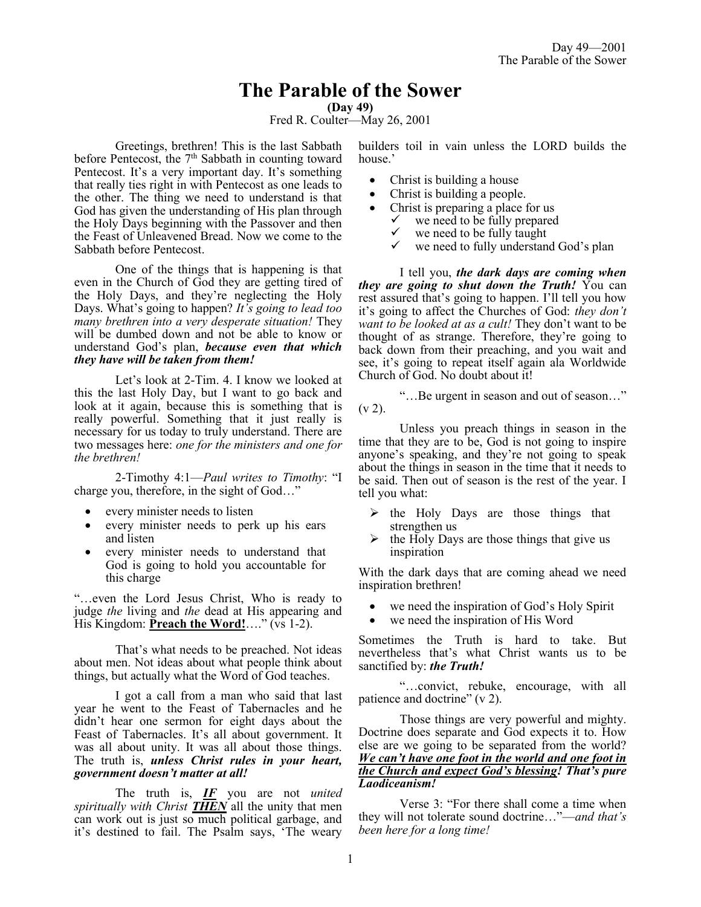# The Parable of the Sower

**(Day 49)**

Fred R. Coulter—May 26, 2001

Greetings, brethren! This is the last Sabbath before Pentecost, the 7th Sabbath in counting toward Pentecost. It's a very important day. It's something that really ties right in with Pentecost as one leads to the other. The thing we need to understand is that God has given the understanding of His plan through the Holy Days beginning with the Passover and then the Feast of Unleavened Bread. Now we come to the Sabbath before Pentecost.

One of the things that is happening is that even in the Church of God they are getting tired of the Holy Days, and they're neglecting the Holy Days. What's going to happen? *It's going to lead too many brethren into a very desperate situation!* They will be dumbed down and not be able to know or understand God's plan, ***because even that which they have will be taken from them!***

Let's look at 2-Tim. 4. I know we looked at this the last Holy Day, but I want to go back and look at it again, because this is something that is really powerful. Something that it just really is necessary for us today to truly understand. There are two messages here: *one for the ministers and one for the brethren!*

2-Timothy 4:1—*Paul writes to Timothy*: "I charge you, therefore, in the sight of God…"

- every minister needs to listen
- every minister needs to perk up his ears and listen
- every minister needs to understand that God is going to hold you accountable for this charge

"…even the Lord Jesus Christ, Who is ready to judge *the* living and *the* dead at His appearing and His Kingdom: **Preach the Word!**…." (vs 1-2).

That's what needs to be preached. Not ideas about men. Not ideas about what people think about things, but actually what the Word of God teaches.

I got a call from a man who said that last year he went to the Feast of Tabernacles and he didn't hear one sermon for eight days about the Feast of Tabernacles. It's all about government. It was all about unity. It was all about those things. The truth is, ***unless Christ rules in your heart, government doesn't matter at all!***

The truth is, ***IF*** you are not *united spiritually with Christ* ***THEN*** all the unity that men can work out is just so much political garbage, and it's destined to fail. The Psalm says, 'The weary builders toil in vain unless the LORD builds the house.'

- Christ is building a house
- Christ is building a people.
- Christ is preparing a place for us
  - ✓ we need to be fully prepared
  - ✓ we need to be fully taught
  - ✓ we need to fully understand God's plan

I tell you, ***the dark days are coming when they are going to shut down the Truth!*** You can rest assured that's going to happen. I'll tell you how it's going to affect the Churches of God: *they don't want to be looked at as a cult!* They don't want to be thought of as strange. Therefore, they're going to back down from their preaching, and you wait and see, it's going to repeat itself again ala Worldwide Church of God. No doubt about it!

"…Be urgent in season and out of season…" (v 2).

Unless you preach things in season in the time that they are to be, God is not going to inspire anyone's speaking, and they're not going to speak about the things in season in the time that it needs to be said. Then out of season is the rest of the year. I tell you what:

- ➢ the Holy Days are those things that strengthen us
- ➢ the Holy Days are those things that give us inspiration

With the dark days that are coming ahead we need inspiration brethren!

- we need the inspiration of God's Holy Spirit
- we need the inspiration of His Word

Sometimes the Truth is hard to take. But nevertheless that's what Christ wants us to be sanctified by: ***the Truth!***

"…convict, rebuke, encourage, with all patience and doctrine" (v 2).

Those things are very powerful and mighty. Doctrine does separate and God expects it to. How else are we going to be separated from the world? ***We can't have one foot in the world and one foot in the Church and expect God's blessing! That's pure Laodiceanism!***

Verse 3: "For there shall come a time when they will not tolerate sound doctrine…"—*and that's been here for a long time!*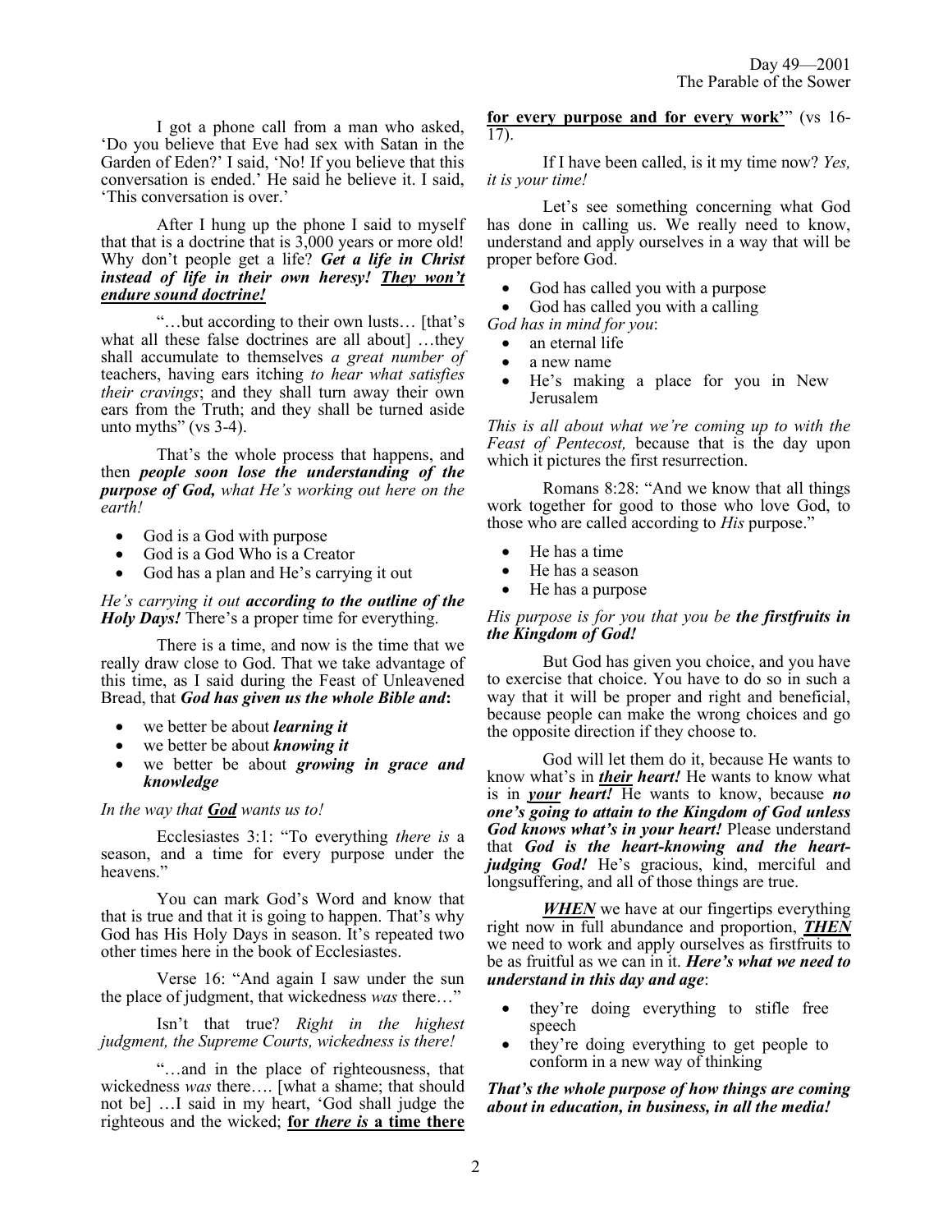I got a phone call from a man who asked, 'Do you believe that Eve had sex with Satan in the Garden of Eden?' I said, 'No! If you believe that this conversation is ended.' He said he believe it. I said, 'This conversation is over.'

After I hung up the phone I said to myself that that is a doctrine that is 3,000 years or more old! Why don't people get a life? ***Get a life in Christ instead of life in their own heresy! <u>They won't endure sound doctrine!</u>***

"…but according to their own lusts… [that's what all these false doctrines are all about] …they shall accumulate to themselves *a great number of* teachers, having ears itching *to hear what satisfies their cravings*; and they shall turn away their own ears from the Truth; and they shall be turned aside unto myths" (vs 3-4).

That's the whole process that happens, and then ***people soon lose the understanding of the purpose of God,*** *what He's working out here on the earth!*

- God is a God with purpose
- God is a God Who is a Creator
- God has a plan and He's carrying it out

*He's carrying it out* ***according to the outline of the Holy Days!*** There's a proper time for everything.

There is a time, and now is the time that we really draw close to God. That we take advantage of this time, as I said during the Feast of Unleavened Bread, that ***God has given us the whole Bible and*****:**

- we better be about ***learning it***
- we better be about ***knowing it***
- we better be about ***growing in grace and knowledge***

*In the way that* ***<u>God</u>*** *wants us to!*

Ecclesiastes 3:1: "To everything *there is* a season, and a time for every purpose under the heavens."

You can mark God's Word and know that that is true and that it is going to happen. That's why God has His Holy Days in season. It's repeated two other times here in the book of Ecclesiastes.

Verse 16: "And again I saw under the sun the place of judgment, that wickedness *was* there…"

Isn't that true? *Right in the highest judgment, the Supreme Courts, wickedness is there!*

"…and in the place of righteousness, that wickedness *was* there…. [what a shame; that should not be] …I said in my heart, 'God shall judge the righteous and the wicked; **<u>for *there is* a time there for every purpose and for every work</u>'**" (vs 16-17).

If I have been called, is it my time now? *Yes, it is your time!*

Let's see something concerning what God has done in calling us. We really need to know, understand and apply ourselves in a way that will be proper before God.

- God has called you with a purpose
- God has called you with a calling

*God has in mind for you*:

- an eternal life
- a new name
- He's making a place for you in New Jerusalem

*This is all about what we're coming up to with the Feast of Pentecost,* because that is the day upon which it pictures the first resurrection.

Romans 8:28: "And we know that all things work together for good to those who love God, to those who are called according to *His* purpose."

- He has a time
- He has a season
- He has a purpose

*His purpose is for you that you be* ***the firstfruits in the Kingdom of God!***

But God has given you choice, and you have to exercise that choice. You have to do so in such a way that it will be proper and right and beneficial, because people can make the wrong choices and go the opposite direction if they choose to.

God will let them do it, because He wants to know what's in ***<u>their</u> heart!*** He wants to know what is in ***<u>your</u> heart!*** He wants to know, because ***no one's going to attain to the Kingdom of God unless God knows what's in your heart!*** Please understand that ***God is the heart-knowing and the heart-judging God!*** He's gracious, kind, merciful and longsuffering, and all of those things are true.

***<u>WHEN</u>*** we have at our fingertips everything right now in full abundance and proportion, ***<u>THEN</u>*** we need to work and apply ourselves as firstfruits to be as fruitful as we can in it. ***Here's what we need to understand in this day and age***:

- they're doing everything to stifle free speech
- they're doing everything to get people to conform in a new way of thinking

***That's the whole purpose of how things are coming about in education, in business, in all the media!***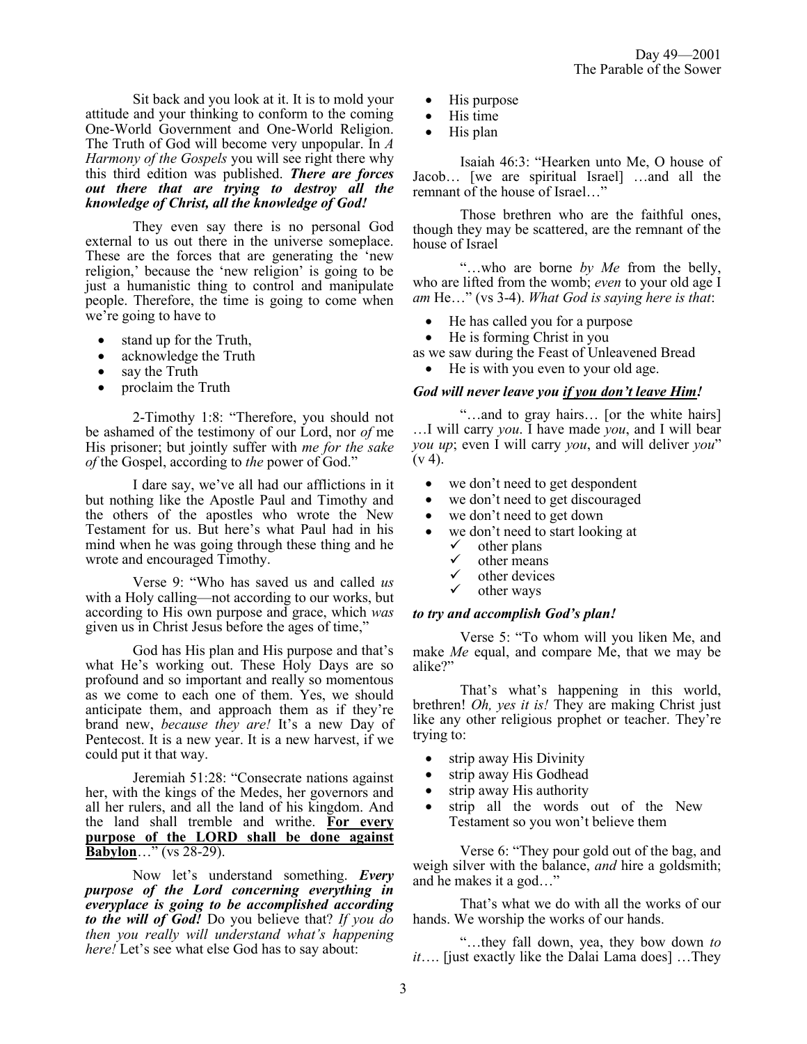Sit back and you look at it. It is to mold your attitude and your thinking to conform to the coming One-World Government and One-World Religion. The Truth of God will become very unpopular. In *A Harmony of the Gospels* you will see right there why this third edition was published. ***There are forces out there that are trying to destroy all the knowledge of Christ, all the knowledge of God!***

They even say there is no personal God external to us out there in the universe someplace. These are the forces that are generating the 'new religion,' because the 'new religion' is going to be just a humanistic thing to control and manipulate people. Therefore, the time is going to come when we're going to have to

- stand up for the Truth,
- acknowledge the Truth
- say the Truth
- proclaim the Truth

2-Timothy 1:8: "Therefore, you should not be ashamed of the testimony of our Lord, nor *of* me His prisoner; but jointly suffer with *me for the sake of* the Gospel, according to *the* power of God."

I dare say, we've all had our afflictions in it but nothing like the Apostle Paul and Timothy and the others of the apostles who wrote the New Testament for us. But here's what Paul had in his mind when he was going through these thing and he wrote and encouraged Timothy.

Verse 9: "Who has saved us and called *us* with a Holy calling—not according to our works, but according to His own purpose and grace, which *was* given us in Christ Jesus before the ages of time,"

God has His plan and His purpose and that's what He's working out. These Holy Days are so profound and so important and really so momentous as we come to each one of them. Yes, we should anticipate them, and approach them as if they're brand new, *because they are!* It's a new Day of Pentecost. It is a new year. It is a new harvest, if we could put it that way.

Jeremiah 51:28: "Consecrate nations against her, with the kings of the Medes, her governors and all her rulers, and all the land of his kingdom. And the land shall tremble and writhe. **For every purpose of the LORD shall be done against Babylon**…" (vs 28-29).

Now let's understand something. ***Every purpose of the Lord concerning everything in everyplace is going to be accomplished according to the will of God!*** Do you believe that? *If you do then you really will understand what's happening here!* Let's see what else God has to say about:

- His purpose
- His time
- His plan

Isaiah 46:3: "Hearken unto Me, O house of Jacob… [we are spiritual Israel] …and all the remnant of the house of Israel…"

Those brethren who are the faithful ones, though they may be scattered, are the remnant of the house of Israel

"…who are borne *by Me* from the belly, who are lifted from the womb; *even* to your old age I *am* He…" (vs 3-4). *What God is saying here is that*:

- He has called you for a purpose
- He is forming Christ in you

as we saw during the Feast of Unleavened Bread

- He is with you even to your old age.

***God will never leave you if you don't leave Him!***

"…and to gray hairs… [or the white hairs] …I will carry *you*. I have made *you*, and I will bear *you up*; even I will carry *you*, and will deliver *you*" (v 4).

- we don't need to get despondent
- we don't need to get discouraged
- we don't need to get down
- we don't need to start looking at
  - ✓ other plans
  - ✓ other means
  - ✓ other devices
  - ✓ other ways

***to try and accomplish God's plan!***

Verse 5: "To whom will you liken Me, and make *Me* equal, and compare Me, that we may be alike?"

That's what's happening in this world, brethren! *Oh, yes it is!* They are making Christ just like any other religious prophet or teacher. They're trying to:

- strip away His Divinity
- strip away His Godhead
- strip away His authority
- strip all the words out of the New Testament so you won't believe them

Verse 6: "They pour gold out of the bag, and weigh silver with the balance, *and* hire a goldsmith; and he makes it a god…"

That's what we do with all the works of our hands. We worship the works of our hands.

"…they fall down, yea, they bow down *to it*…. [just exactly like the Dalai Lama does] …They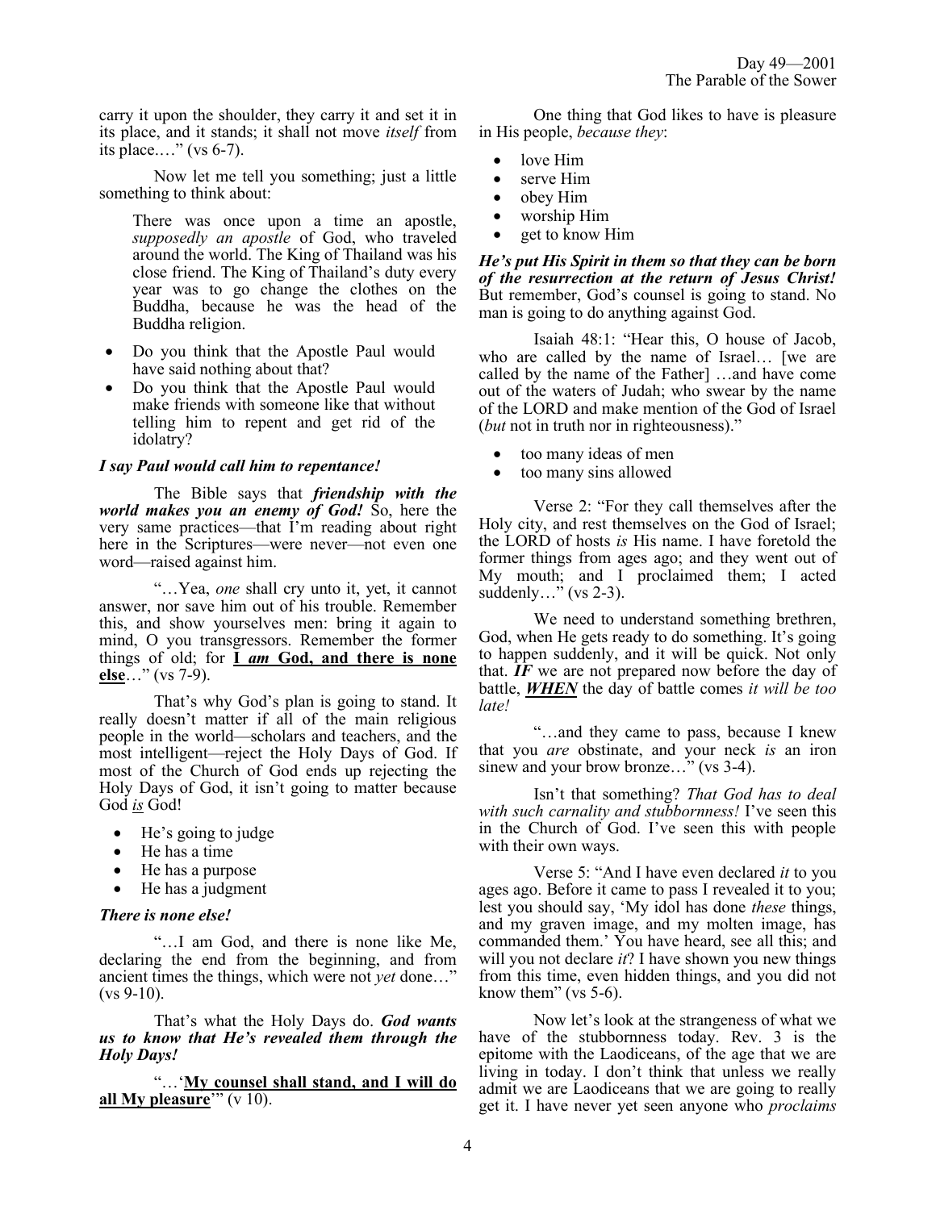carry it upon the shoulder, they carry it and set it in its place, and it stands; it shall not move *itself* from its place.…" (vs 6-7).

Now let me tell you something; just a little something to think about:

> There was once upon a time an apostle, *supposedly an apostle* of God, who traveled around the world. The King of Thailand was his close friend. The King of Thailand's duty every year was to go change the clothes on the Buddha, because he was the head of the Buddha religion.

- Do you think that the Apostle Paul would have said nothing about that?
- Do you think that the Apostle Paul would make friends with someone like that without telling him to repent and get rid of the idolatry?

***I say Paul would call him to repentance!***

The Bible says that ***friendship with the world makes you an enemy of God!*** So, here the very same practices—that I'm reading about right here in the Scriptures—were never—not even one word—raised against him.

"…Yea, *one* shall cry unto it, yet, it cannot answer, nor save him out of his trouble. Remember this, and show yourselves men: bring it again to mind, O you transgressors. Remember the former things of old; for **<u>I *am* God, and there is none else</u>**…" (vs 7-9).

That's why God's plan is going to stand. It really doesn't matter if all of the main religious people in the world—scholars and teachers, and the most intelligent—reject the Holy Days of God. If most of the Church of God ends up rejecting the Holy Days of God, it isn't going to matter because God *<u>is</u>* God!

- He's going to judge
- He has a time
- He has a purpose
- He has a judgment

***There is none else!***

"…I am God, and there is none like Me, declaring the end from the beginning, and from ancient times the things, which were not *yet* done…" (vs 9-10).

That's what the Holy Days do. ***God wants us to know that He's revealed them through the Holy Days!***

"…'**<u>My counsel shall stand, and I will do all My pleasure</u>**'" (v 10).

One thing that God likes to have is pleasure in His people, *because they*:

- love Him
- serve Him
- obey Him
- worship Him
- get to know Him

***He's put His Spirit in them so that they can be born of the resurrection at the return of Jesus Christ!*** But remember, God's counsel is going to stand. No man is going to do anything against God.

Isaiah 48:1: "Hear this, O house of Jacob, who are called by the name of Israel… [we are called by the name of the Father] …and have come out of the waters of Judah; who swear by the name of the LORD and make mention of the God of Israel (*but* not in truth nor in righteousness)."

- too many ideas of men
- too many sins allowed

Verse 2: "For they call themselves after the Holy city, and rest themselves on the God of Israel; the LORD of hosts *is* His name. I have foretold the former things from ages ago; and they went out of My mouth; and I proclaimed them; I acted suddenly…" (vs 2-3).

We need to understand something brethren, God, when He gets ready to do something. It's going to happen suddenly, and it will be quick. Not only that. ***IF*** we are not prepared now before the day of battle, ***<u>WHEN</u>*** the day of battle comes *it will be too late!*

"…and they came to pass, because I knew that you *are* obstinate, and your neck *is* an iron sinew and your brow bronze…" (vs 3-4).

Isn't that something? *That God has to deal with such carnality and stubbornness!* I've seen this in the Church of God. I've seen this with people with their own ways.

Verse 5: "And I have even declared *it* to you ages ago. Before it came to pass I revealed it to you; lest you should say, 'My idol has done *these* things, and my graven image, and my molten image, has commanded them.' You have heard, see all this; and will you not declare *it*? I have shown you new things from this time, even hidden things, and you did not know them" (vs 5-6).

Now let's look at the strangeness of what we have of the stubbornness today. Rev. 3 is the epitome with the Laodiceans, of the age that we are living in today. I don't think that unless we really admit we are Laodiceans that we are going to really get it. I have never yet seen anyone who *proclaims*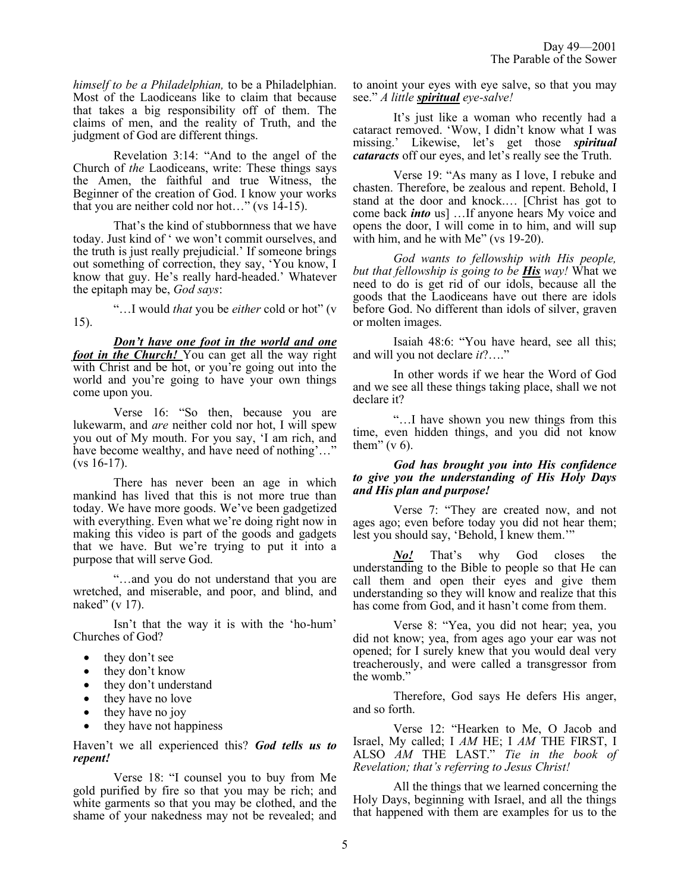*himself to be a Philadelphian,* to be a Philadelphian. Most of the Laodiceans like to claim that because that takes a big responsibility off of them. The claims of men, and the reality of Truth, and the judgment of God are different things.

Revelation 3:14: "And to the angel of the Church of *the* Laodiceans, write: These things says the Amen, the faithful and true Witness, the Beginner of the creation of God. I know your works that you are neither cold nor hot…" (vs 14-15).

That's the kind of stubbornness that we have today. Just kind of ' we won't commit ourselves, and the truth is just really prejudicial.' If someone brings out something of correction, they say, 'You know, I know that guy. He's really hard-headed.' Whatever the epitaph may be, *God says*:

"…I would *that* you be *either* cold or hot" (v 15).

***Don't have one foot in the world and one foot in the Church!*** You can get all the way right with Christ and be hot, or you're going out into the world and you're going to have your own things come upon you.

Verse 16: "So then, because you are lukewarm, and *are* neither cold nor hot, I will spew you out of My mouth. For you say, 'I am rich, and have become wealthy, and have need of nothing'…" (vs 16-17).

There has never been an age in which mankind has lived that this is not more true than today. We have more goods. We've been gadgetized with everything. Even what we're doing right now in making this video is part of the goods and gadgets that we have. But we're trying to put it into a purpose that will serve God.

"…and you do not understand that you are wretched, and miserable, and poor, and blind, and naked" (v 17).

Isn't that the way it is with the 'ho-hum' Churches of God?

- they don't see
- they don't know
- they don't understand
- they have no love
- they have no joy
- they have not happiness

Haven't we all experienced this? ***God tells us to repent!***

Verse 18: "I counsel you to buy from Me gold purified by fire so that you may be rich; and white garments so that you may be clothed, and the shame of your nakedness may not be revealed; and to anoint your eyes with eye salve, so that you may see." *A little **spiritual** eye-salve!*

It's just like a woman who recently had a cataract removed. 'Wow, I didn't know what I was missing.' Likewise, let's get those ***spiritual cataracts*** off our eyes, and let's really see the Truth.

Verse 19: "As many as I love, I rebuke and chasten. Therefore, be zealous and repent. Behold, I stand at the door and knock.… [Christ has got to come back ***into*** us] …If anyone hears My voice and opens the door, I will come in to him, and will sup with him, and he with Me" (vs 19-20).

*God wants to fellowship with His people, but that fellowship is going to be **His** way!* What we need to do is get rid of our idols, because all the goods that the Laodiceans have out there are idols before God. No different than idols of silver, graven or molten images.

Isaiah 48:6: "You have heard, see all this; and will you not declare *it*?…."

In other words if we hear the Word of God and we see all these things taking place, shall we not declare it?

"…I have shown you new things from this time, even hidden things, and you did not know them" (v 6).

***God has brought you into His confidence to give you the understanding of His Holy Days and His plan and purpose!***

Verse 7: "They are created now, and not ages ago; even before today you did not hear them; lest you should say, 'Behold, I knew them.'"

***No!*** That's why God closes the understanding to the Bible to people so that He can call them and open their eyes and give them understanding so they will know and realize that this has come from God, and it hasn't come from them.

Verse 8: "Yea, you did not hear; yea, you did not know; yea, from ages ago your ear was not opened; for I surely knew that you would deal very treacherously, and were called a transgressor from the womb."

Therefore, God says He defers His anger, and so forth.

Verse 12: "Hearken to Me, O Jacob and Israel, My called; I *AM* HE; I *AM* THE FIRST, I ALSO *AM* THE LAST." *Tie in the book of Revelation; that's referring to Jesus Christ!*

All the things that we learned concerning the Holy Days, beginning with Israel, and all the things that happened with them are examples for us to the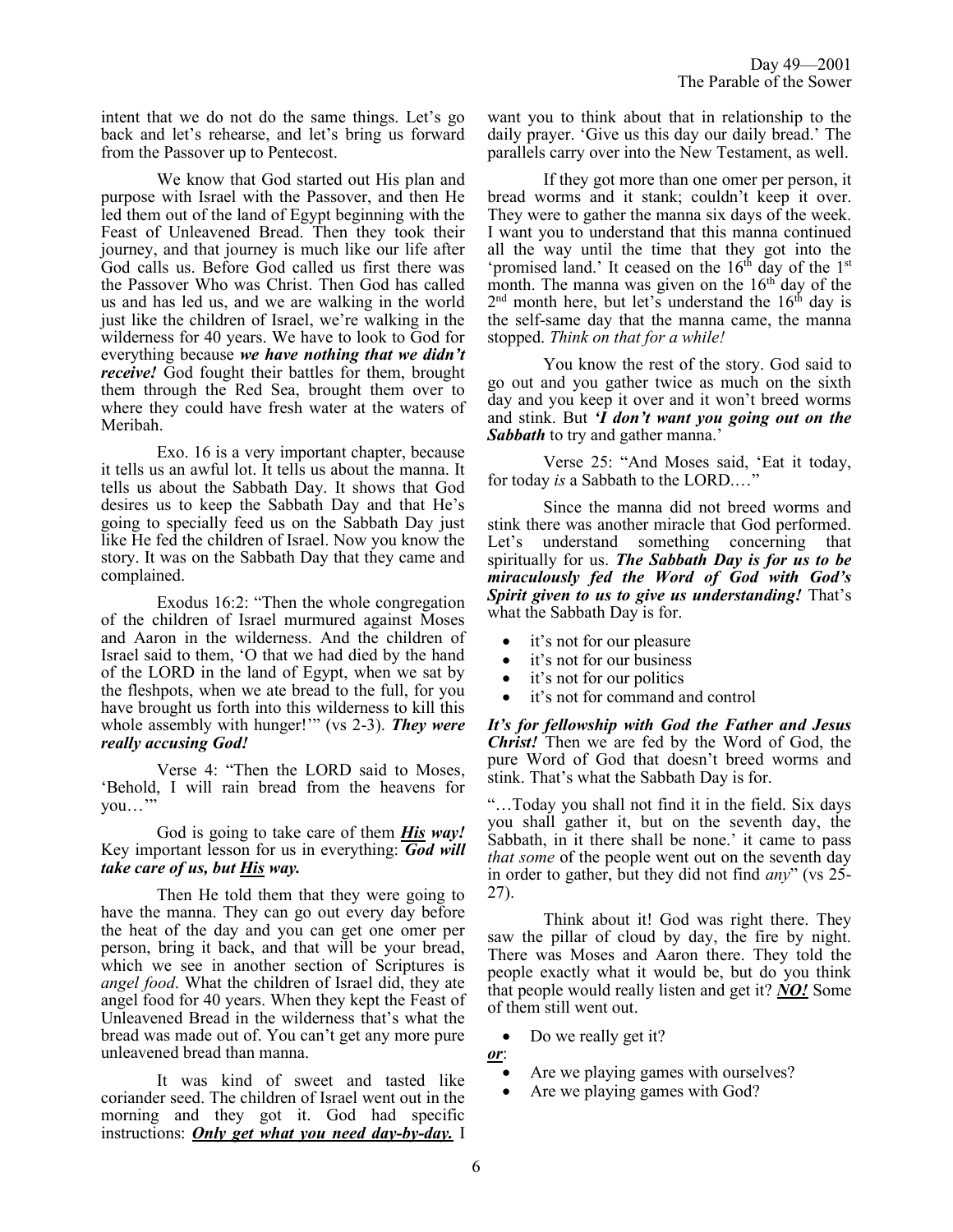intent that we do not do the same things. Let's go back and let's rehearse, and let's bring us forward from the Passover up to Pentecost.

We know that God started out His plan and purpose with Israel with the Passover, and then He led them out of the land of Egypt beginning with the Feast of Unleavened Bread. Then they took their journey, and that journey is much like our life after God calls us. Before God called us first there was the Passover Who was Christ. Then God has called us and has led us, and we are walking in the world just like the children of Israel, we're walking in the wilderness for 40 years. We have to look to God for everything because ***we have nothing that we didn't receive!*** God fought their battles for them, brought them through the Red Sea, brought them over to where they could have fresh water at the waters of Meribah.

Exo. 16 is a very important chapter, because it tells us an awful lot. It tells us about the manna. It tells us about the Sabbath Day. It shows that God desires us to keep the Sabbath Day and that He's going to specially feed us on the Sabbath Day just like He fed the children of Israel. Now you know the story. It was on the Sabbath Day that they came and complained.

Exodus 16:2: "Then the whole congregation of the children of Israel murmured against Moses and Aaron in the wilderness. And the children of Israel said to them, 'O that we had died by the hand of the LORD in the land of Egypt, when we sat by the fleshpots, when we ate bread to the full, for you have brought us forth into this wilderness to kill this whole assembly with hunger!'" (vs 2-3). ***They were really accusing God!***

Verse 4: "Then the LORD said to Moses, 'Behold, I will rain bread from the heavens for you…'"

God is going to take care of them ***<u>His</u> way!*** Key important lesson for us in everything: ***God will take care of us, but <u>His</u> way.***

Then He told them that they were going to have the manna. They can go out every day before the heat of the day and you can get one omer per person, bring it back, and that will be your bread, which we see in another section of Scriptures is *angel food*. What the children of Israel did, they ate angel food for 40 years. When they kept the Feast of Unleavened Bread in the wilderness that's what the bread was made out of. You can't get any more pure unleavened bread than manna.

It was kind of sweet and tasted like coriander seed. The children of Israel went out in the morning and they got it. God had specific instructions: ***<u>Only get what you need day-by-day.</u>*** I want you to think about that in relationship to the daily prayer. 'Give us this day our daily bread.' The parallels carry over into the New Testament, as well.

If they got more than one omer per person, it bread worms and it stank; couldn't keep it over. They were to gather the manna six days of the week. I want you to understand that this manna continued all the way until the time that they got into the 'promised land.' It ceased on the 16th day of the 1st month. The manna was given on the 16th day of the 2nd month here, but let's understand the 16th day is the self-same day that the manna came, the manna stopped. *Think on that for a while!*

You know the rest of the story. God said to go out and you gather twice as much on the sixth day and you keep it over and it won't breed worms and stink. But ***'I don't want you going out on the Sabbath*** to try and gather manna.'

Verse 25: "And Moses said, 'Eat it today, for today *is* a Sabbath to the LORD.…"

Since the manna did not breed worms and stink there was another miracle that God performed. Let's understand something concerning that spiritually for us. ***The Sabbath Day is for us to be miraculously fed the Word of God with God's Spirit given to us to give us understanding!*** That's what the Sabbath Day is for.

- it's not for our pleasure
- it's not for our business
- it's not for our politics
- it's not for command and control

***It's for fellowship with God the Father and Jesus Christ!*** Then we are fed by the Word of God, the pure Word of God that doesn't breed worms and stink. That's what the Sabbath Day is for.

"…Today you shall not find it in the field. Six days you shall gather it, but on the seventh day, the Sabbath, in it there shall be none.' it came to pass *that some* of the people went out on the seventh day in order to gather, but they did not find *any*" (vs 25-27).

Think about it! God was right there. They saw the pillar of cloud by day, the fire by night. There was Moses and Aaron there. They told the people exactly what it would be, but do you think that people would really listen and get it? ***<u>NO!</u>*** Some of them still went out.

- Do we really get it?

***<u>or</u>***:

- Are we playing games with ourselves?
- Are we playing games with God?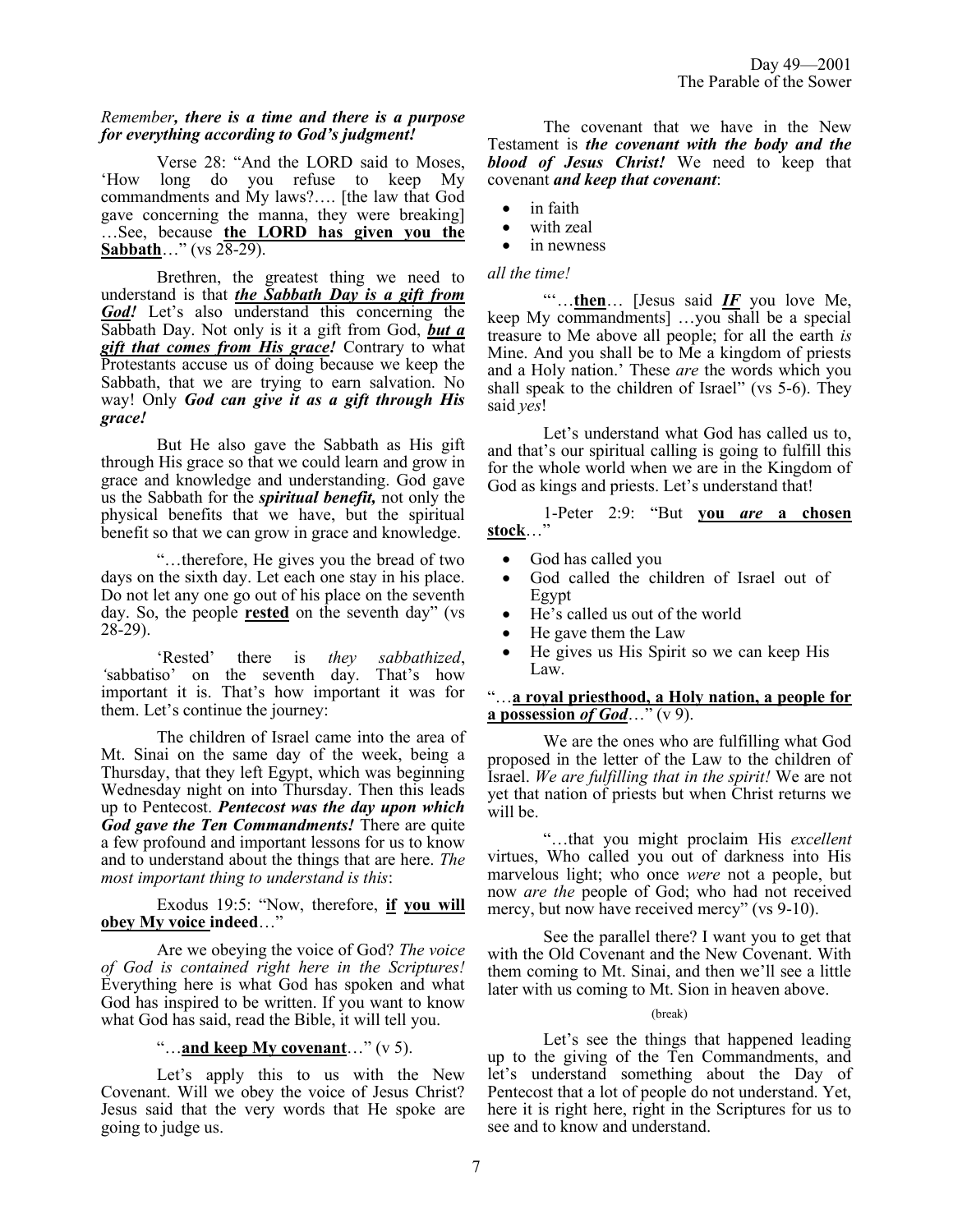*Remember****, there is a time and there is a purpose for everything according to God's judgment!***

Verse 28: "And the LORD said to Moses, 'How long do you refuse to keep My commandments and My laws?…. [the law that God gave concerning the manna, they were breaking] …See, because **the LORD has given you the Sabbath**…" (vs 28-29).

Brethren, the greatest thing we need to understand is that ***the Sabbath Day is a gift from God!*** Let's also understand this concerning the Sabbath Day. Not only is it a gift from God, ***but a gift that comes from His grace!*** Contrary to what Protestants accuse us of doing because we keep the Sabbath, that we are trying to earn salvation. No way! Only ***God can give it as a gift through His grace!***

But He also gave the Sabbath as His gift through His grace so that we could learn and grow in grace and knowledge and understanding. God gave us the Sabbath for the ***spiritual benefit,*** not only the physical benefits that we have, but the spiritual benefit so that we can grow in grace and knowledge.

"…therefore, He gives you the bread of two days on the sixth day. Let each one stay in his place. Do not let any one go out of his place on the seventh day. So, the people **rested** on the seventh day" (vs 28-29).

'Rested' there is *they sabbathized*, 'sabbatiso' on the seventh day. That's how important it is. That's how important it was for them. Let's continue the journey:

The children of Israel came into the area of Mt. Sinai on the same day of the week, being a Thursday, that they left Egypt, which was beginning Wednesday night on into Thursday. Then this leads up to Pentecost. ***Pentecost was the day upon which God gave the Ten Commandments!*** There are quite a few profound and important lessons for us to know and to understand about the things that are here. *The most important thing to understand is this*:

Exodus 19:5: "Now, therefore, **if you will obey My voice indeed**…"

Are we obeying the voice of God? *The voice of God is contained right here in the Scriptures!* Everything here is what God has spoken and what God has inspired to be written. If you want to know what God has said, read the Bible, it will tell you.

"…**and keep My covenant**…" (v 5).

Let's apply this to us with the New Covenant. Will we obey the voice of Jesus Christ? Jesus said that the very words that He spoke are going to judge us.

The covenant that we have in the New Testament is ***the covenant with the body and the blood of Jesus Christ!*** We need to keep that covenant ***and keep that covenant***:

- in faith
- with zeal
- in newness

*all the time!*

"'…**then**… [Jesus said ***IF*** you love Me, keep My commandments] …you shall be a special treasure to Me above all people; for all the earth *is* Mine. And you shall be to Me a kingdom of priests and a Holy nation.' These *are* the words which you shall speak to the children of Israel" (vs 5-6). They said *yes*!

Let's understand what God has called us to, and that's our spiritual calling is going to fulfill this for the whole world when we are in the Kingdom of God as kings and priests. Let's understand that!

1-Peter 2:9: "But **you *are* a chosen stock**…"

- God has called you
- God called the children of Israel out of Egypt
- He's called us out of the world
- He gave them the Law
- He gives us His Spirit so we can keep His Law.

"…**a royal priesthood, a Holy nation, a people for a possession *of God***…" (v 9).

We are the ones who are fulfilling what God proposed in the letter of the Law to the children of Israel. *We are fulfilling that in the spirit!* We are not yet that nation of priests but when Christ returns we will be.

"…that you might proclaim His *excellent* virtues, Who called you out of darkness into His marvelous light; who once *were* not a people, but now *are the* people of God; who had not received mercy, but now have received mercy" (vs 9-10).

See the parallel there? I want you to get that with the Old Covenant and the New Covenant. With them coming to Mt. Sinai, and then we'll see a little later with us coming to Mt. Sion in heaven above.

(break)

Let's see the things that happened leading up to the giving of the Ten Commandments, and let's understand something about the Day of Pentecost that a lot of people do not understand. Yet, here it is right here, right in the Scriptures for us to see and to know and understand.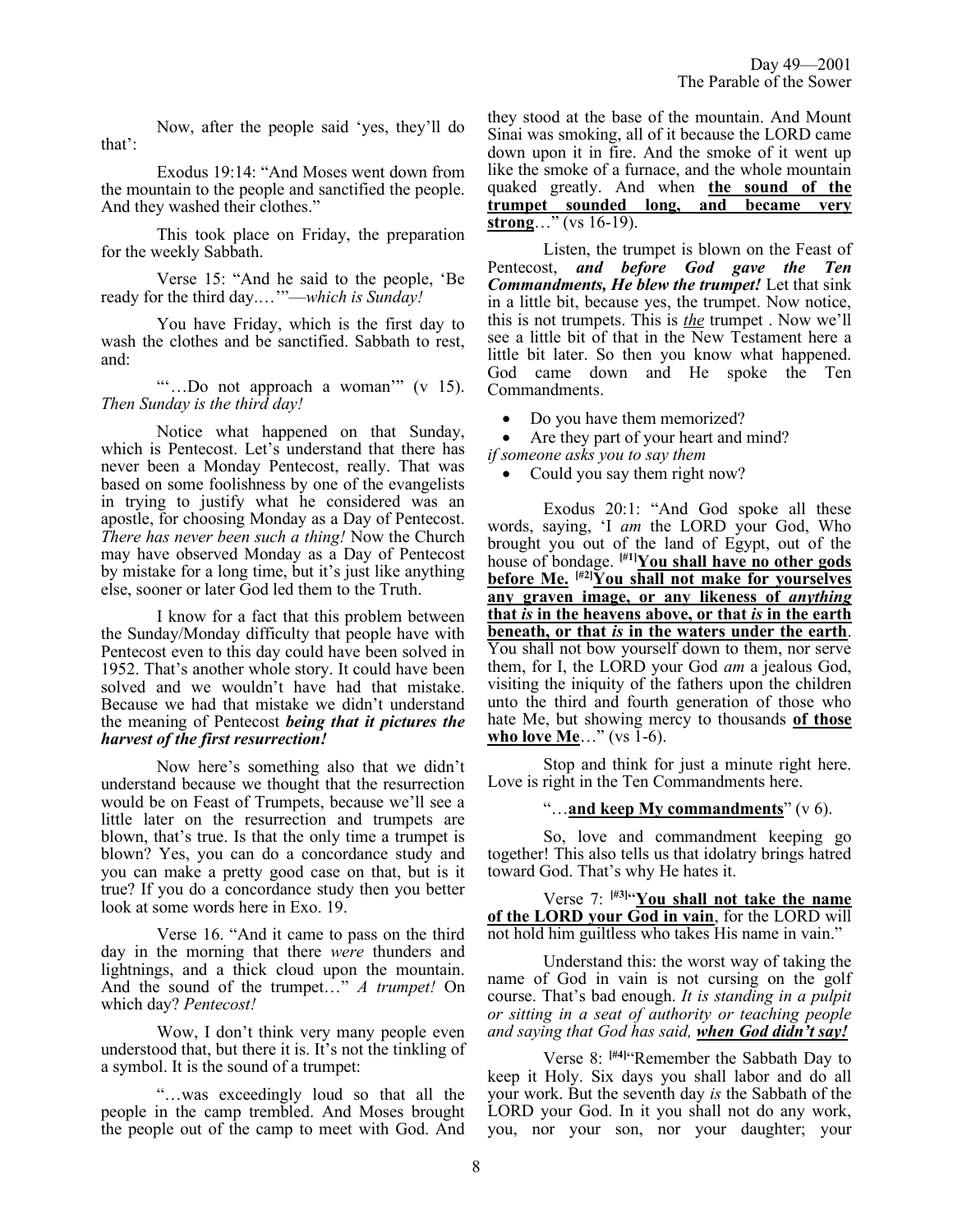Now, after the people said 'yes, they'll do that':

Exodus 19:14: "And Moses went down from the mountain to the people and sanctified the people. And they washed their clothes."

This took place on Friday, the preparation for the weekly Sabbath.

Verse 15: "And he said to the people, 'Be ready for the third day.…'"—*which is Sunday!*

You have Friday, which is the first day to wash the clothes and be sanctified. Sabbath to rest, and:

"'…Do not approach a woman'" (v 15). *Then Sunday is the third day!*

Notice what happened on that Sunday, which is Pentecost. Let's understand that there has never been a Monday Pentecost, really. That was based on some foolishness by one of the evangelists in trying to justify what he considered was an apostle, for choosing Monday as a Day of Pentecost. *There has never been such a thing!* Now the Church may have observed Monday as a Day of Pentecost by mistake for a long time, but it's just like anything else, sooner or later God led them to the Truth.

I know for a fact that this problem between the Sunday/Monday difficulty that people have with Pentecost even to this day could have been solved in 1952. That's another whole story. It could have been solved and we wouldn't have had that mistake. Because we had that mistake we didn't understand the meaning of Pentecost ***being that it pictures the harvest of the first resurrection!***

Now here's something also that we didn't understand because we thought that the resurrection would be on Feast of Trumpets, because we'll see a little later on the resurrection and trumpets are blown, that's true. Is that the only time a trumpet is blown? Yes, you can do a concordance study and you can make a pretty good case on that, but is it true? If you do a concordance study then you better look at some words here in Exo. 19.

Verse 16. "And it came to pass on the third day in the morning that there *were* thunders and lightnings, and a thick cloud upon the mountain. And the sound of the trumpet…" *A trumpet!* On which day? *Pentecost!*

Wow, I don't think very many people even understood that, but there it is. It's not the tinkling of a symbol. It is the sound of a trumpet:

"…was exceedingly loud so that all the people in the camp trembled. And Moses brought the people out of the camp to meet with God. And they stood at the base of the mountain. And Mount Sinai was smoking, all of it because the LORD came down upon it in fire. And the smoke of it went up like the smoke of a furnace, and the whole mountain quaked greatly. And when **the sound of the trumpet sounded long, and became very strong**…" (vs 16-19).

Listen, the trumpet is blown on the Feast of Pentecost, ***and before God gave the Ten Commandments, He blew the trumpet!*** Let that sink in a little bit, because yes, the trumpet. Now notice, this is not trumpets. This is *the* trumpet . Now we'll see a little bit of that in the New Testament here a little bit later. So then you know what happened. God came down and He spoke the Ten Commandments.

- Do you have them memorized?
- Are they part of your heart and mind?

*if someone asks you to say them*

- Could you say them right now?

Exodus 20:1: "And God spoke all these words, saying, 'I *am* the LORD your God, Who brought you out of the land of Egypt, out of the house of bondage. **[#1]You shall have no other gods before Me. [#2]You shall not make for yourselves any graven image, or any likeness of *anything* that *is* in the heavens above, or that *is* in the earth beneath, or that *is* in the waters under the earth**. You shall not bow yourself down to them, nor serve them, for I, the LORD your God *am* a jealous God, visiting the iniquity of the fathers upon the children unto the third and fourth generation of those who hate Me, but showing mercy to thousands **of those who love Me**…" (vs 1-6).

Stop and think for just a minute right here. Love is right in the Ten Commandments here.

"…**and keep My commandments**" (v 6).

So, love and commandment keeping go together! This also tells us that idolatry brings hatred toward God. That's why He hates it.

Verse 7: **[#3]"You shall not take the name of the LORD your God in vain**, for the LORD will not hold him guiltless who takes His name in vain."

Understand this: the worst way of taking the name of God in vain is not cursing on the golf course. That's bad enough. *It is standing in a pulpit or sitting in a seat of authority or teaching people and saying that God has said, **when God didn't say!***

Verse 8: **[#4]**"Remember the Sabbath Day to keep it Holy. Six days you shall labor and do all your work. But the seventh day *is* the Sabbath of the LORD your God. In it you shall not do any work, you, nor your son, nor your daughter; your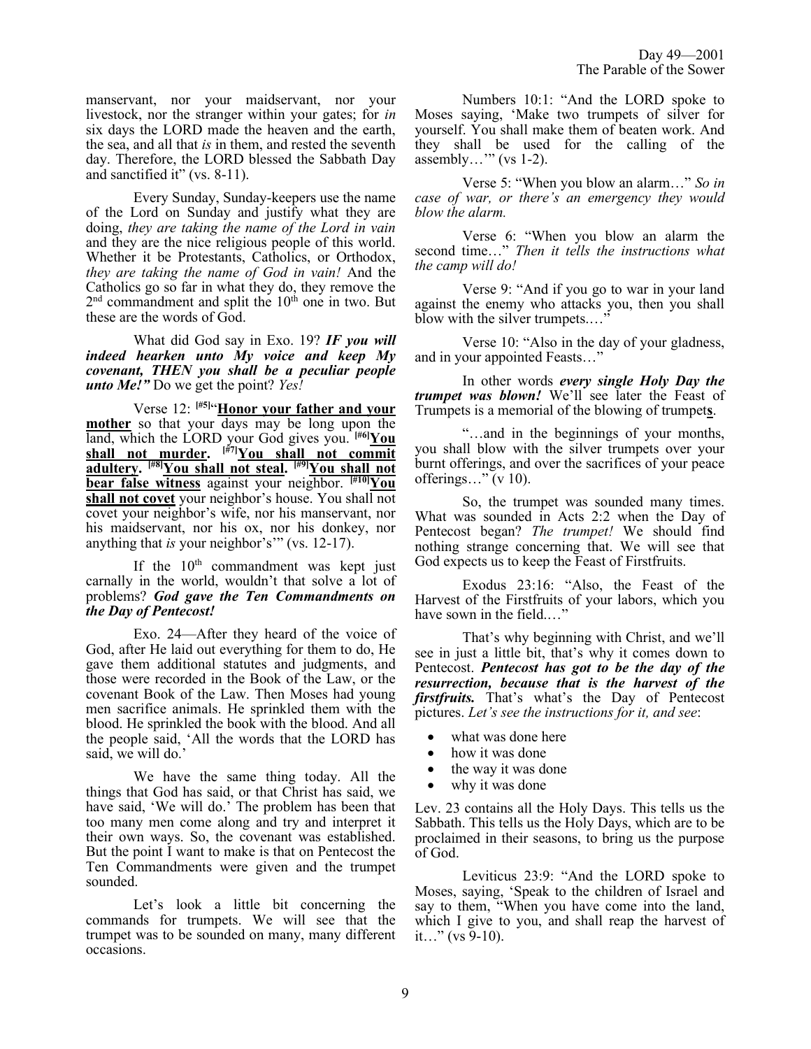manservant, nor your maidservant, nor your livestock, nor the stranger within your gates; for *in* six days the LORD made the heaven and the earth, the sea, and all that *is* in them, and rested the seventh day. Therefore, the LORD blessed the Sabbath Day and sanctified it" (vs. 8-11).

Every Sunday, Sunday-keepers use the name of the Lord on Sunday and justify what they are doing, *they are taking the name of the Lord in vain* and they are the nice religious people of this world. Whether it be Protestants, Catholics, or Orthodox, *they are taking the name of God in vain!* And the Catholics go so far in what they do, they remove the 2nd commandment and split the 10th one in two. But these are the words of God.

What did God say in Exo. 19? ***IF you will indeed hearken unto My voice and keep My covenant, THEN you shall be a peculiar people unto Me!"*** Do we get the point? *Yes!*

Verse 12: [#5]"**Honor your father and your mother** so that your days may be long upon the land, which the LORD your God gives you. [#6]**You shall not murder.** [#7]**You shall not commit adultery.** [#8]**You shall not steal.** [#9]**You shall not bear false witness** against your neighbor. [#10]**You shall not covet** your neighbor's house. You shall not covet your neighbor's wife, nor his manservant, nor his maidservant, nor his ox, nor his donkey, nor anything that *is* your neighbor's'" (vs. 12-17).

If the 10th commandment was kept just carnally in the world, wouldn't that solve a lot of problems? ***God gave the Ten Commandments on the Day of Pentecost!***

Exo. 24—After they heard of the voice of God, after He laid out everything for them to do, He gave them additional statutes and judgments, and those were recorded in the Book of the Law, or the covenant Book of the Law. Then Moses had young men sacrifice animals. He sprinkled them with the blood. He sprinkled the book with the blood. And all the people said, 'All the words that the LORD has said, we will do.'

We have the same thing today. All the things that God has said, or that Christ has said, we have said, 'We will do.' The problem has been that too many men come along and try and interpret it their own ways. So, the covenant was established. But the point I want to make is that on Pentecost the Ten Commandments were given and the trumpet sounded.

Let's look a little bit concerning the commands for trumpets. We will see that the trumpet was to be sounded on many, many different occasions.

Numbers 10:1: "And the LORD spoke to Moses saying, 'Make two trumpets of silver for yourself. You shall make them of beaten work. And they shall be used for the calling of the assembly…'" (vs 1-2).

Verse 5: "When you blow an alarm…" *So in case of war, or there's an emergency they would blow the alarm.*

Verse 6: "When you blow an alarm the second time…" *Then it tells the instructions what the camp will do!*

Verse 9: "And if you go to war in your land against the enemy who attacks you, then you shall blow with the silver trumpets.…"

Verse 10: "Also in the day of your gladness, and in your appointed Feasts…"

In other words ***every single Holy Day the trumpet was blown!*** We'll see later the Feast of Trumpets is a memorial of the blowing of trumpet**s**.

"…and in the beginnings of your months, you shall blow with the silver trumpets over your burnt offerings, and over the sacrifices of your peace offerings…" (v 10).

So, the trumpet was sounded many times. What was sounded in Acts 2:2 when the Day of Pentecost began? *The trumpet!* We should find nothing strange concerning that. We will see that God expects us to keep the Feast of Firstfruits.

Exodus 23:16: "Also, the Feast of the Harvest of the Firstfruits of your labors, which you have sown in the field.…"

That's why beginning with Christ, and we'll see in just a little bit, that's why it comes down to Pentecost. ***Pentecost has got to be the day of the resurrection, because that is the harvest of the firstfruits.*** That's what's the Day of Pentecost pictures. *Let's see the instructions for it, and see*:

- what was done here
- how it was done
- the way it was done
- why it was done

Lev. 23 contains all the Holy Days. This tells us the Sabbath. This tells us the Holy Days, which are to be proclaimed in their seasons, to bring us the purpose of God.

Leviticus 23:9: "And the LORD spoke to Moses, saying, 'Speak to the children of Israel and say to them, "When you have come into the land, which I give to you, and shall reap the harvest of it…" (vs 9-10).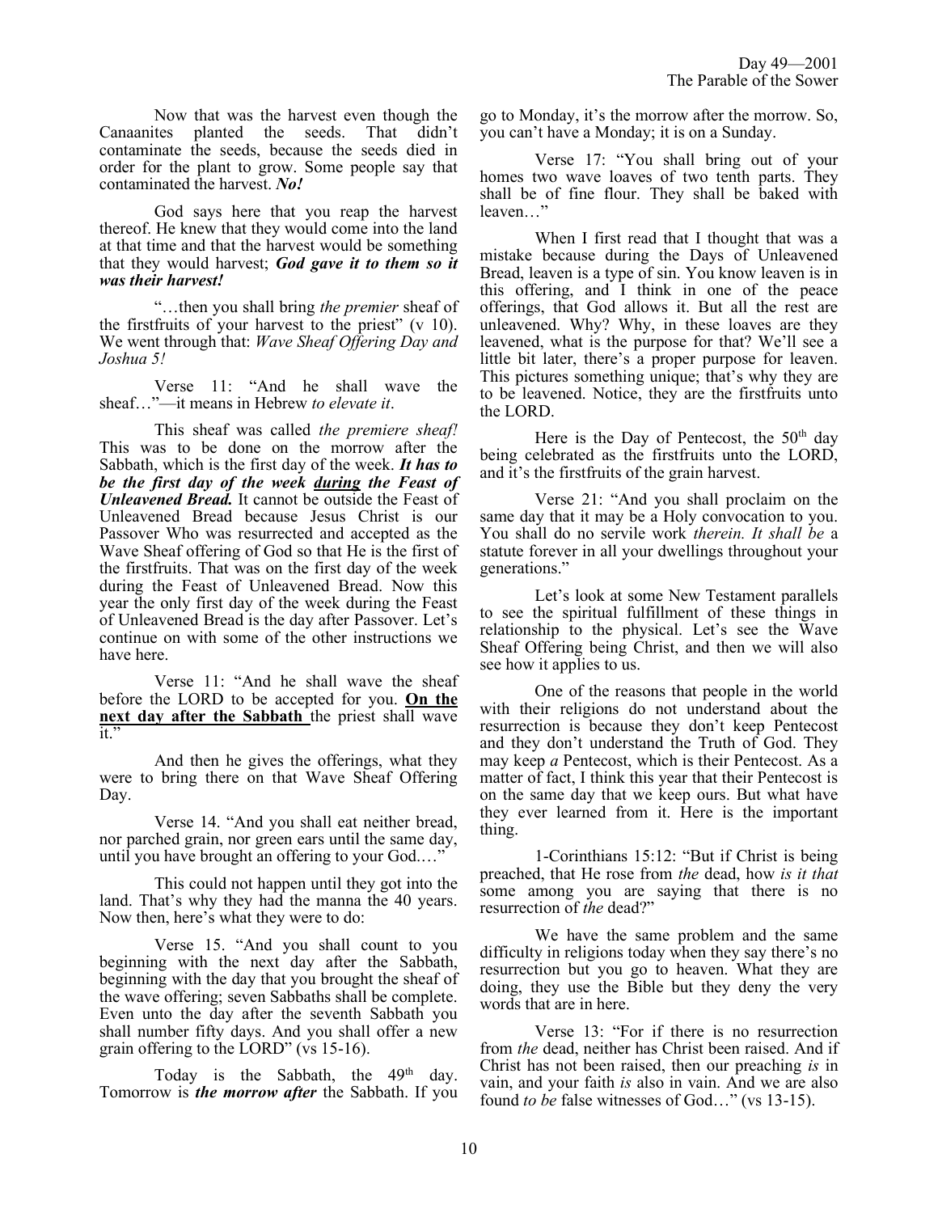Now that was the harvest even though the Canaanites planted the seeds. That didn't contaminate the seeds, because the seeds died in order for the plant to grow. Some people say that contaminated the harvest. ***No!***

God says here that you reap the harvest thereof. He knew that they would come into the land at that time and that the harvest would be something that they would harvest; ***God gave it to them so it was their harvest!***

"…then you shall bring *the premier* sheaf of the firstfruits of your harvest to the priest" (v 10). We went through that: *Wave Sheaf Offering Day and Joshua 5!*

Verse 11: "And he shall wave the sheaf…"—it means in Hebrew *to elevate it*.

This sheaf was called *the premiere sheaf!* This was to be done on the morrow after the Sabbath, which is the first day of the week. ***It has to be the first day of the week <u>during</u> the Feast of Unleavened Bread.*** It cannot be outside the Feast of Unleavened Bread because Jesus Christ is our Passover Who was resurrected and accepted as the Wave Sheaf offering of God so that He is the first of the firstfruits. That was on the first day of the week during the Feast of Unleavened Bread. Now this year the only first day of the week during the Feast of Unleavened Bread is the day after Passover. Let's continue on with some of the other instructions we have here.

Verse 11: "And he shall wave the sheaf before the LORD to be accepted for you. **<u>On the next day after the Sabbath</u>** the priest shall wave it."

And then he gives the offerings, what they were to bring there on that Wave Sheaf Offering Day.

Verse 14. "And you shall eat neither bread, nor parched grain, nor green ears until the same day, until you have brought an offering to your God.…"

This could not happen until they got into the land. That's why they had the manna the 40 years. Now then, here's what they were to do:

Verse 15. "And you shall count to you beginning with the next day after the Sabbath, beginning with the day that you brought the sheaf of the wave offering; seven Sabbaths shall be complete. Even unto the day after the seventh Sabbath you shall number fifty days. And you shall offer a new grain offering to the LORD" (vs 15-16).

Today is the Sabbath, the 49th day. Tomorrow is ***the morrow after*** the Sabbath. If you go to Monday, it's the morrow after the morrow. So, you can't have a Monday; it is on a Sunday.

Verse 17: "You shall bring out of your homes two wave loaves of two tenth parts. They shall be of fine flour. They shall be baked with leaven…"

When I first read that I thought that was a mistake because during the Days of Unleavened Bread, leaven is a type of sin. You know leaven is in this offering, and I think in one of the peace offerings, that God allows it. But all the rest are unleavened. Why? Why, in these loaves are they leavened, what is the purpose for that? We'll see a little bit later, there's a proper purpose for leaven. This pictures something unique; that's why they are to be leavened. Notice, they are the firstfruits unto the LORD.

Here is the Day of Pentecost, the 50th day being celebrated as the firstfruits unto the LORD, and it's the firstfruits of the grain harvest.

Verse 21: "And you shall proclaim on the same day that it may be a Holy convocation to you. You shall do no servile work *therein. It shall be* a statute forever in all your dwellings throughout your generations."

Let's look at some New Testament parallels to see the spiritual fulfillment of these things in relationship to the physical. Let's see the Wave Sheaf Offering being Christ, and then we will also see how it applies to us.

One of the reasons that people in the world with their religions do not understand about the resurrection is because they don't keep Pentecost and they don't understand the Truth of God. They may keep *a* Pentecost, which is their Pentecost. As a matter of fact, I think this year that their Pentecost is on the same day that we keep ours. But what have they ever learned from it. Here is the important thing.

1-Corinthians 15:12: "But if Christ is being preached, that He rose from *the* dead, how *is it that* some among you are saying that there is no resurrection of *the* dead?"

We have the same problem and the same difficulty in religions today when they say there's no resurrection but you go to heaven. What they are doing, they use the Bible but they deny the very words that are in here.

Verse 13: "For if there is no resurrection from *the* dead, neither has Christ been raised. And if Christ has not been raised, then our preaching *is* in vain, and your faith *is* also in vain. And we are also found *to be* false witnesses of God…" (vs 13-15).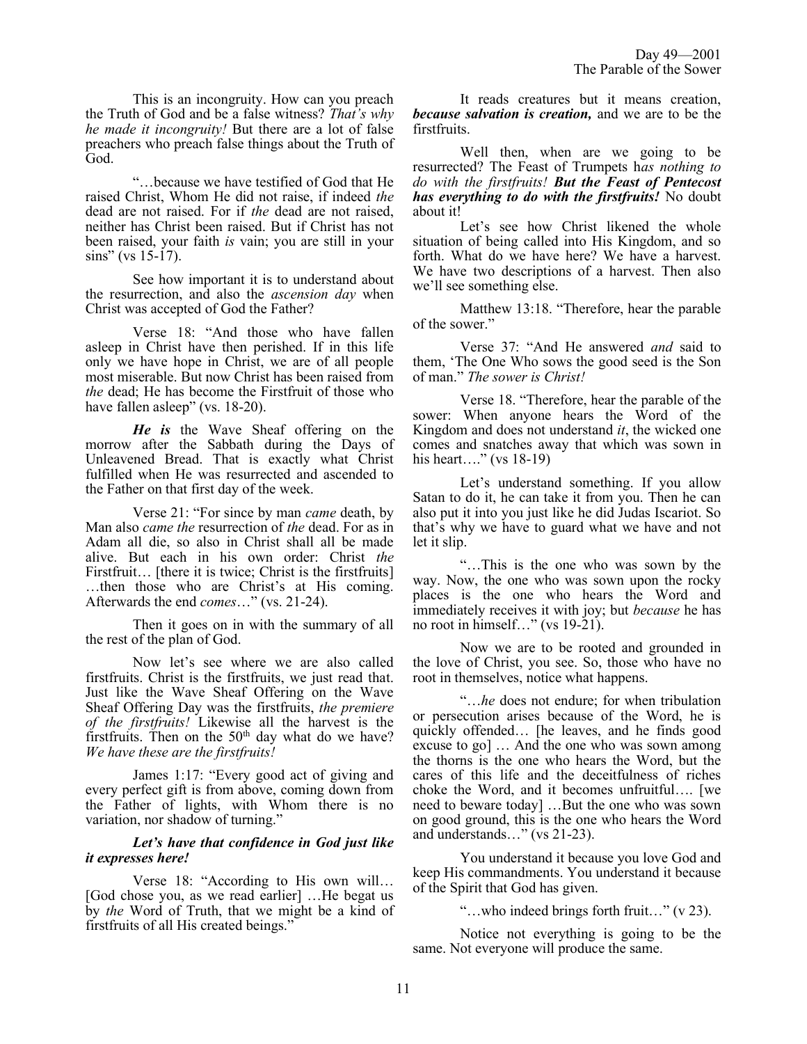This is an incongruity. How can you preach the Truth of God and be a false witness? *That's why he made it incongruity!* But there are a lot of false preachers who preach false things about the Truth of God.

"…because we have testified of God that He raised Christ, Whom He did not raise, if indeed *the* dead are not raised. For if *the* dead are not raised, neither has Christ been raised. But if Christ has not been raised, your faith *is* vain; you are still in your sins" (vs 15-17).

See how important it is to understand about the resurrection, and also the *ascension day* when Christ was accepted of God the Father?

Verse 18: "And those who have fallen asleep in Christ have then perished. If in this life only we have hope in Christ, we are of all people most miserable. But now Christ has been raised from *the* dead; He has become the Firstfruit of those who have fallen asleep" (vs. 18-20).

***He is*** the Wave Sheaf offering on the morrow after the Sabbath during the Days of Unleavened Bread. That is exactly what Christ fulfilled when He was resurrected and ascended to the Father on that first day of the week.

Verse 21: "For since by man *came* death, by Man also *came the* resurrection of *the* dead. For as in Adam all die, so also in Christ shall all be made alive. But each in his own order: Christ *the* Firstfruit… [there it is twice; Christ is the firstfruits] …then those who are Christ's at His coming. Afterwards the end *comes*…" (vs. 21-24).

Then it goes on in with the summary of all the rest of the plan of God.

Now let's see where we are also called firstfruits. Christ is the firstfruits, we just read that. Just like the Wave Sheaf Offering on the Wave Sheaf Offering Day was the firstfruits, *the premiere of the firstfruits!* Likewise all the harvest is the firstfruits. Then on the 50th day what do we have? *We have these are the firstfruits!*

James 1:17: "Every good act of giving and every perfect gift is from above, coming down from the Father of lights, with Whom there is no variation, nor shadow of turning."

***Let's have that confidence in God just like it expresses here!***

Verse 18: "According to His own will… [God chose you, as we read earlier] …He begat us by *the* Word of Truth, that we might be a kind of firstfruits of all His created beings."

It reads creatures but it means creation, ***because salvation is creation,*** and we are to be the firstfruits.

Well then, when are we going to be resurrected? The Feast of Trumpets h*as nothing to do with the firstfruits!* ***But the Feast of Pentecost has everything to do with the firstfruits!*** No doubt about it!

Let's see how Christ likened the whole situation of being called into His Kingdom, and so forth. What do we have here? We have a harvest. We have two descriptions of a harvest. Then also we'll see something else.

Matthew 13:18. "Therefore, hear the parable of the sower."

Verse 37: "And He answered *and* said to them, 'The One Who sows the good seed is the Son of man." *The sower is Christ!*

Verse 18. "Therefore, hear the parable of the sower: When anyone hears the Word of the Kingdom and does not understand *it*, the wicked one comes and snatches away that which was sown in his heart…." (vs 18-19)

Let's understand something. If you allow Satan to do it, he can take it from you. Then he can also put it into you just like he did Judas Iscariot. So that's why we have to guard what we have and not let it slip.

"…This is the one who was sown by the way. Now, the one who was sown upon the rocky places is the one who hears the Word and immediately receives it with joy; but *because* he has no root in himself…" (vs 19-21).

Now we are to be rooted and grounded in the love of Christ, you see. So, those who have no root in themselves, notice what happens.

"…*he* does not endure; for when tribulation or persecution arises because of the Word, he is quickly offended… [he leaves, and he finds good excuse to go] … And the one who was sown among the thorns is the one who hears the Word, but the cares of this life and the deceitfulness of riches choke the Word, and it becomes unfruitful…. [we need to beware today] …But the one who was sown on good ground, this is the one who hears the Word and understands…" (vs 21-23).

You understand it because you love God and keep His commandments. You understand it because of the Spirit that God has given.

"…who indeed brings forth fruit…" (v 23).

Notice not everything is going to be the same. Not everyone will produce the same.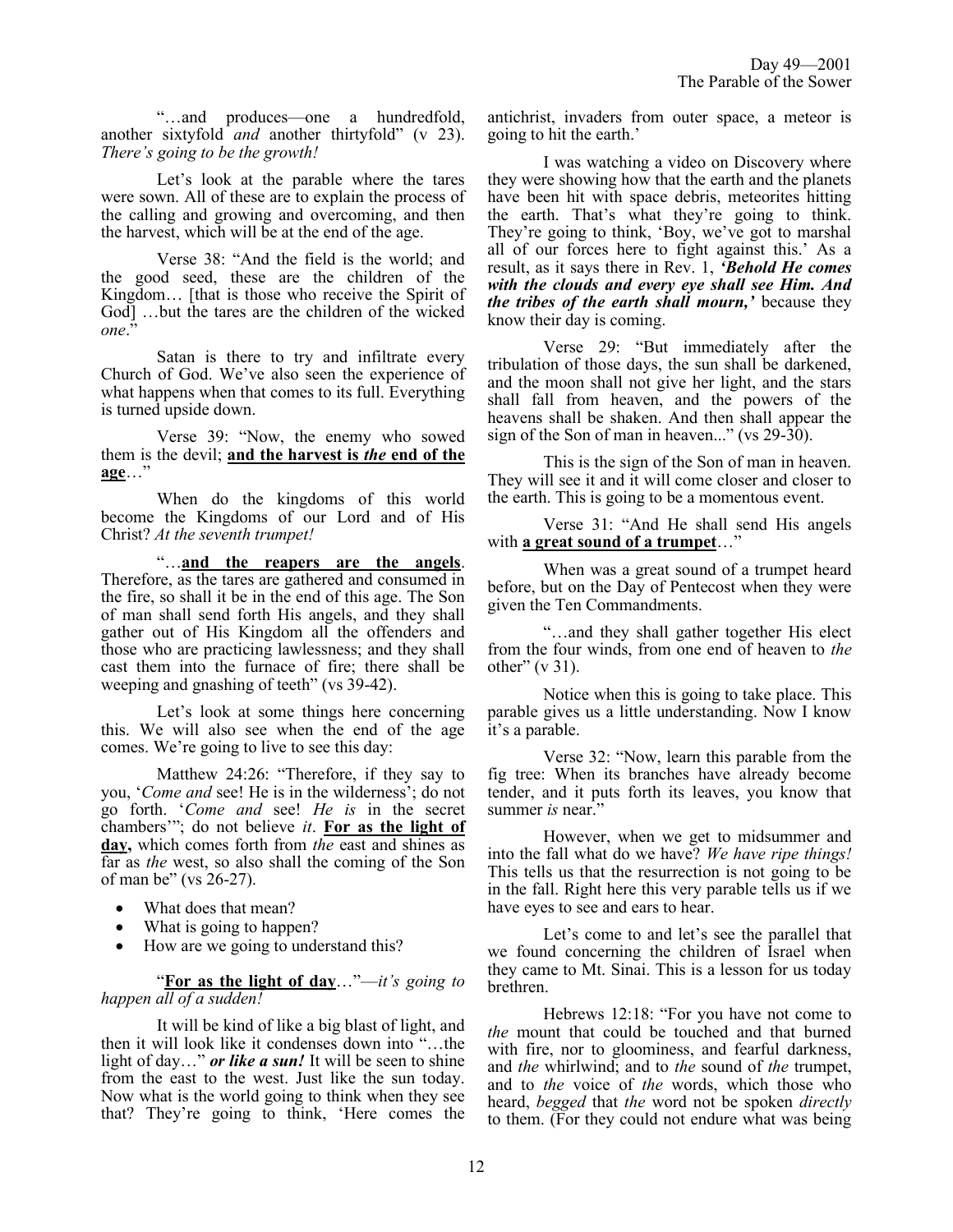"…and produces—one a hundredfold, another sixtyfold *and* another thirtyfold" (v 23). *There's going to be the growth!*

Let's look at the parable where the tares were sown. All of these are to explain the process of the calling and growing and overcoming, and then the harvest, which will be at the end of the age.

Verse 38: "And the field is the world; and the good seed, these are the children of the Kingdom… [that is those who receive the Spirit of God] …but the tares are the children of the wicked *one*."

Satan is there to try and infiltrate every Church of God. We've also seen the experience of what happens when that comes to its full. Everything is turned upside down.

Verse 39: "Now, the enemy who sowed them is the devil; **and the harvest is *the* end of the age**…"

When do the kingdoms of this world become the Kingdoms of our Lord and of His Christ? *At the seventh trumpet!*

"…**and the reapers are the angels**. Therefore, as the tares are gathered and consumed in the fire, so shall it be in the end of this age. The Son of man shall send forth His angels, and they shall gather out of His Kingdom all the offenders and those who are practicing lawlessness; and they shall cast them into the furnace of fire; there shall be weeping and gnashing of teeth" (vs 39-42).

Let's look at some things here concerning this. We will also see when the end of the age comes. We're going to live to see this day:

Matthew 24:26: "Therefore, if they say to you, '*Come and* see! He is in the wilderness'; do not go forth. '*Come and* see! *He is* in the secret chambers'"; do not believe *it*. **For as the light of day,** which comes forth from *the* east and shines as far as *the* west, so also shall the coming of the Son of man be" (vs 26-27).

- What does that mean?
- What is going to happen?
- How are we going to understand this?

"**For as the light of day**…"—*it's going to happen all of a sudden!*

It will be kind of like a big blast of light, and then it will look like it condenses down into "…the light of day…" ***or like a sun!*** It will be seen to shine from the east to the west. Just like the sun today. Now what is the world going to think when they see that? They're going to think, 'Here comes the antichrist, invaders from outer space, a meteor is going to hit the earth.'

I was watching a video on Discovery where they were showing how that the earth and the planets have been hit with space debris, meteorites hitting the earth. That's what they're going to think. They're going to think, 'Boy, we've got to marshal all of our forces here to fight against this.' As a result, as it says there in Rev. 1, ***'Behold He comes with the clouds and every eye shall see Him. And the tribes of the earth shall mourn,'*** because they know their day is coming.

Verse 29: "But immediately after the tribulation of those days, the sun shall be darkened, and the moon shall not give her light, and the stars shall fall from heaven, and the powers of the heavens shall be shaken. And then shall appear the sign of the Son of man in heaven..." (vs 29-30).

This is the sign of the Son of man in heaven. They will see it and it will come closer and closer to the earth. This is going to be a momentous event.

Verse 31: "And He shall send His angels with **a great sound of a trumpet**…"

When was a great sound of a trumpet heard before, but on the Day of Pentecost when they were given the Ten Commandments.

"…and they shall gather together His elect from the four winds, from one end of heaven to *the* other" (v 31).

Notice when this is going to take place. This parable gives us a little understanding. Now I know it's a parable.

Verse 32: "Now, learn this parable from the fig tree: When its branches have already become tender, and it puts forth its leaves, you know that summer *is* near."

However, when we get to midsummer and into the fall what do we have? *We have ripe things!* This tells us that the resurrection is not going to be in the fall. Right here this very parable tells us if we have eyes to see and ears to hear.

Let's come to and let's see the parallel that we found concerning the children of Israel when they came to Mt. Sinai. This is a lesson for us today brethren.

Hebrews 12:18: "For you have not come to *the* mount that could be touched and that burned with fire, nor to gloominess, and fearful darkness, and *the* whirlwind; and to *the* sound of *the* trumpet, and to *the* voice of *the* words, which those who heard, *begged* that *the* word not be spoken *directly* to them. (For they could not endure what was being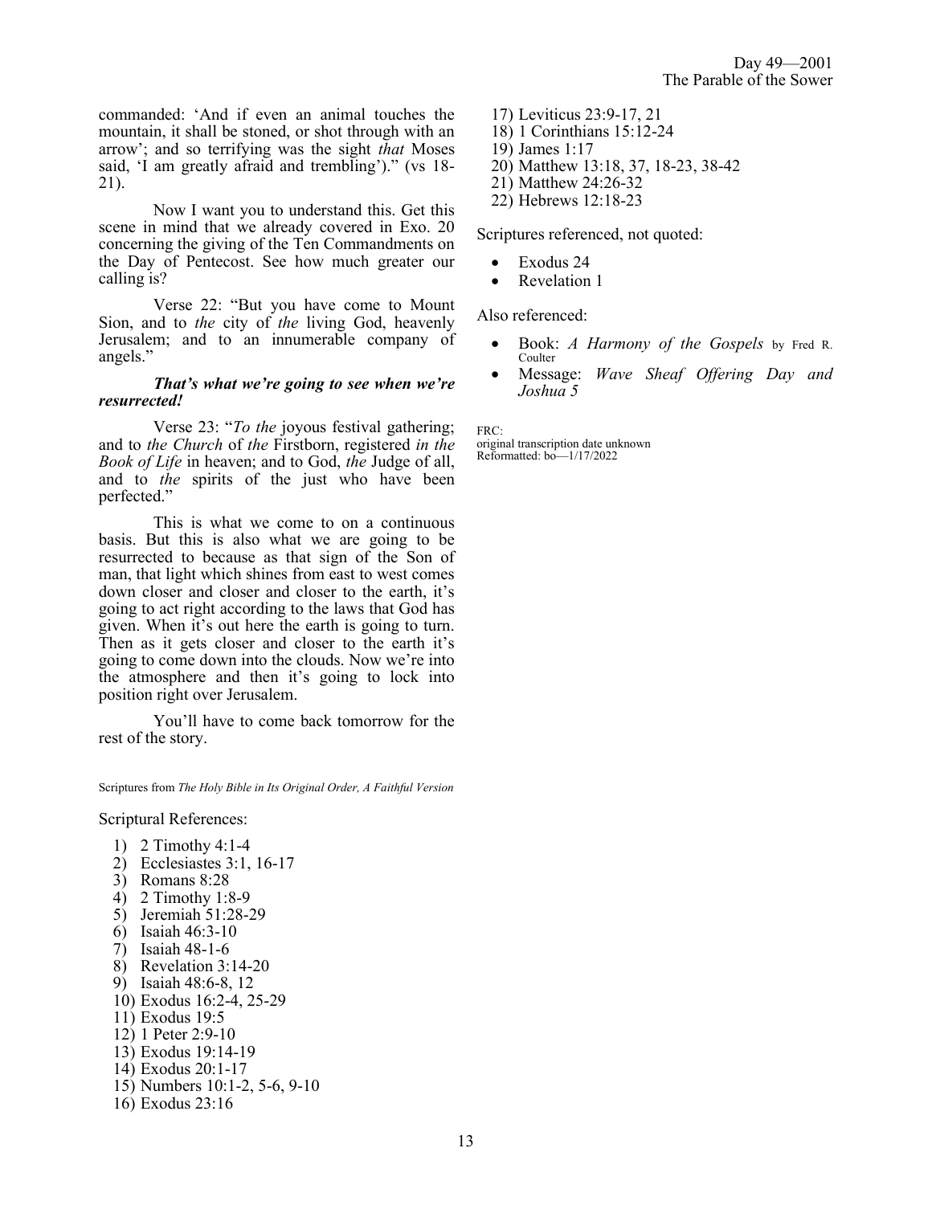commanded: 'And if even an animal touches the mountain, it shall be stoned, or shot through with an arrow'; and so terrifying was the sight *that* Moses said, 'I am greatly afraid and trembling')." (vs 18-21).

Now I want you to understand this. Get this scene in mind that we already covered in Exo. 20 concerning the giving of the Ten Commandments on the Day of Pentecost. See how much greater our calling is?

Verse 22: "But you have come to Mount Sion, and to *the* city of *the* living God, heavenly Jerusalem; and to an innumerable company of angels."

***That's what we're going to see when we're resurrected!***

Verse 23: "*To the* joyous festival gathering; and to *the Church* of *the* Firstborn, registered *in the Book of Life* in heaven; and to God, *the* Judge of all, and to *the* spirits of the just who have been perfected."

This is what we come to on a continuous basis. But this is also what we are going to be resurrected to because as that sign of the Son of man, that light which shines from east to west comes down closer and closer to the earth, it's going to act right according to the laws that God has given. When it's out here the earth is going to turn. Then as it gets closer and closer to the earth it's going to come down into the clouds. Now we're into the atmosphere and then it's going to lock into position right over Jerusalem.

You'll have to come back tomorrow for the rest of the story.

Scriptures from *The Holy Bible in Its Original Order, A Faithful Version*

Scriptural References:

1) 2 Timothy 4:1-4
2) Ecclesiastes 3:1, 16-17
3) Romans 8:28
4) 2 Timothy 1:8-9
5) Jeremiah 51:28-29
6) Isaiah 46:3-10
7) Isaiah 48-1-6
8) Revelation 3:14-20
9) Isaiah 48:6-8, 12
10) Exodus 16:2-4, 25-29
11) Exodus 19:5
12) 1 Peter 2:9-10
13) Exodus 19:14-19
14) Exodus 20:1-17
15) Numbers 10:1-2, 5-6, 9-10
16) Exodus 23:16
17) Leviticus 23:9-17, 21
18) 1 Corinthians 15:12-24
19) James 1:17
20) Matthew 13:18, 37, 18-23, 38-42
21) Matthew 24:26-32
22) Hebrews 12:18-23

Scriptures referenced, not quoted:

- Exodus 24
- Revelation 1

Also referenced:

- Book: *A Harmony of the Gospels* by Fred R. Coulter
- Message: *Wave Sheaf Offering Day and Joshua 5*

FRC:
original transcription date unknown
Reformatted: bo—1/17/2022